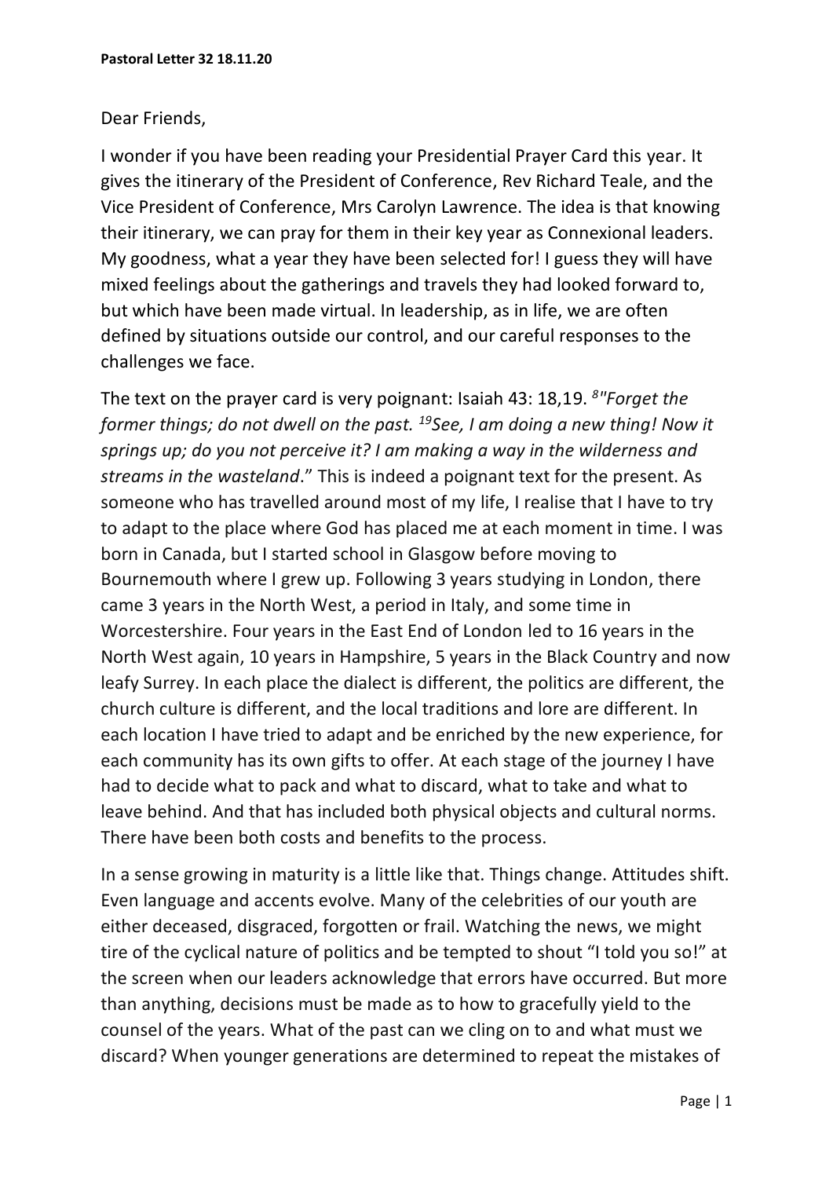**Pastoral Letter 32 18.11.20**

Dear Friends,

I wonder if you have been reading your Presidential Prayer Card this year. It gives the itinerary of the President of Conference, Rev Richard Teale, and the Vice President of Conference, Mrs Carolyn Lawrence. The idea is that knowing their itinerary, we can pray for them in their key year as Connexional leaders. My goodness, what a year they have been selected for! I guess they will have mixed feelings about the gatherings and travels they had looked forward to, but which have been made virtual. In leadership, as in life, we are often defined by situations outside our control, and our careful responses to the challenges we face.

The text on the prayer card is very poignant: Isaiah 43: 18,19. [8]*"Forget the former things; do not dwell on the past.* [19]*See, I am doing a new thing! Now it springs up; do you not perceive it? I am making a way in the wilderness and streams in the wasteland*." This is indeed a poignant text for the present. As someone who has travelled around most of my life, I realise that I have to try to adapt to the place where God has placed me at each moment in time. I was born in Canada, but I started school in Glasgow before moving to Bournemouth where I grew up. Following 3 years studying in London, there came 3 years in the North West, a period in Italy, and some time in Worcestershire. Four years in the East End of London led to 16 years in the North West again, 10 years in Hampshire, 5 years in the Black Country and now leafy Surrey. In each place the dialect is different, the politics are different, the church culture is different, and the local traditions and lore are different. In each location I have tried to adapt and be enriched by the new experience, for each community has its own gifts to offer. At each stage of the journey I have had to decide what to pack and what to discard, what to take and what to leave behind. And that has included both physical objects and cultural norms. There have been both costs and benefits to the process.

In a sense growing in maturity is a little like that. Things change. Attitudes shift. Even language and accents evolve. Many of the celebrities of our youth are either deceased, disgraced, forgotten or frail. Watching the news, we might tire of the cyclical nature of politics and be tempted to shout "I told you so!" at the screen when our leaders acknowledge that errors have occurred. But more than anything, decisions must be made as to how to gracefully yield to the counsel of the years. What of the past can we cling on to and what must we discard? When younger generations are determined to repeat the mistakes of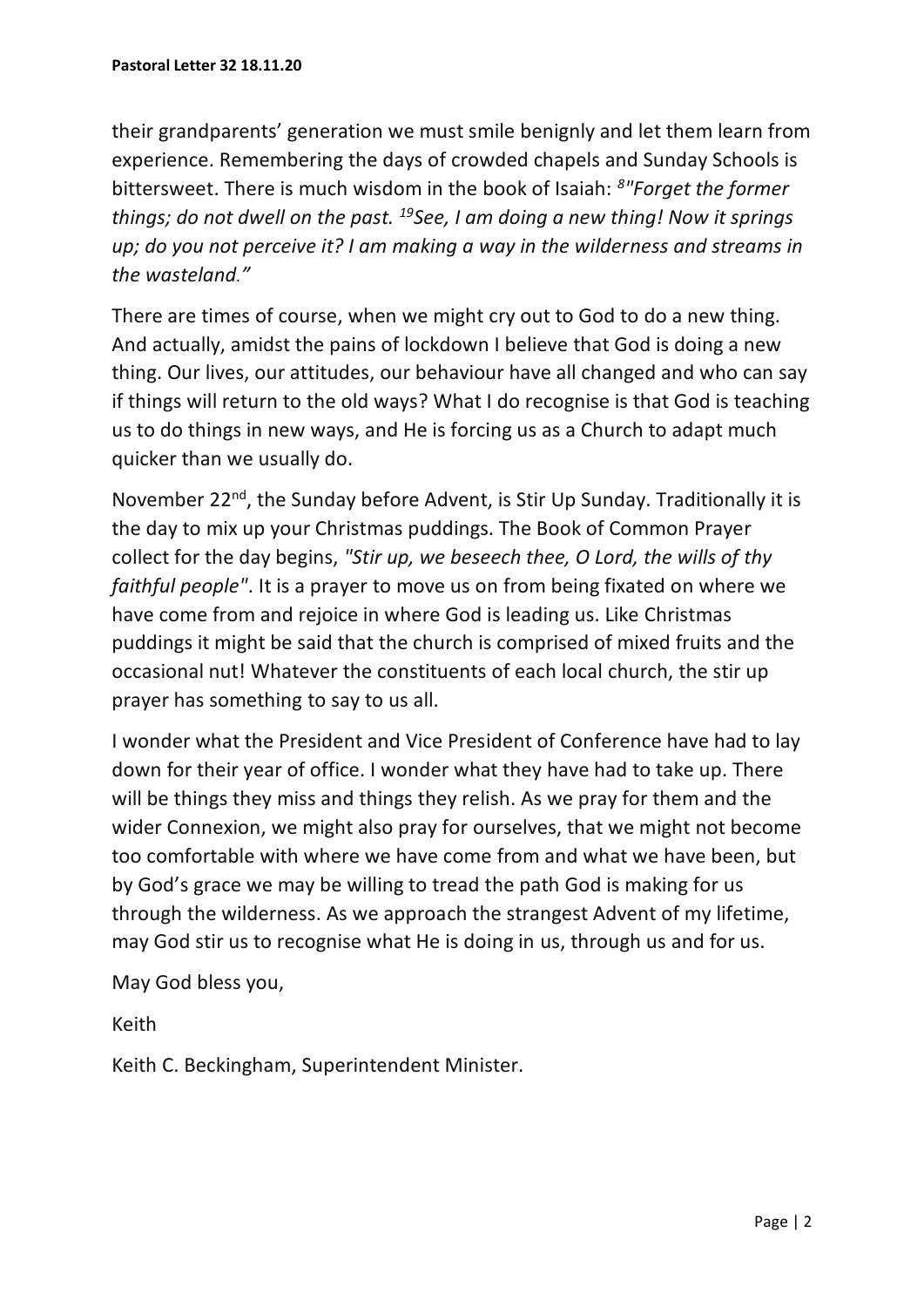their grandparents' generation we must smile benignly and let them learn from experience. Remembering the days of crowded chapels and Sunday Schools is bittersweet. There is much wisdom in the book of Isaiah: *[8]"Forget the former things; do not dwell on the past. [19]See, I am doing a new thing! Now it springs up; do you not perceive it? I am making a way in the wilderness and streams in the wasteland."*

There are times of course, when we might cry out to God to do a new thing. And actually, amidst the pains of lockdown I believe that God is doing a new thing. Our lives, our attitudes, our behaviour have all changed and who can say if things will return to the old ways? What I do recognise is that God is teaching us to do things in new ways, and He is forcing us as a Church to adapt much quicker than we usually do.

November 22nd, the Sunday before Advent, is Stir Up Sunday. Traditionally it is the day to mix up your Christmas puddings. The Book of Common Prayer collect for the day begins, *"Stir up, we beseech thee, O Lord, the wills of thy faithful people"*. It is a prayer to move us on from being fixated on where we have come from and rejoice in where God is leading us. Like Christmas puddings it might be said that the church is comprised of mixed fruits and the occasional nut! Whatever the constituents of each local church, the stir up prayer has something to say to us all.

I wonder what the President and Vice President of Conference have had to lay down for their year of office. I wonder what they have had to take up. There will be things they miss and things they relish. As we pray for them and the wider Connexion, we might also pray for ourselves, that we might not become too comfortable with where we have come from and what we have been, but by God's grace we may be willing to tread the path God is making for us through the wilderness. As we approach the strangest Advent of my lifetime, may God stir us to recognise what He is doing in us, through us and for us.

May God bless you,

Keith

Keith C. Beckingham, Superintendent Minister.